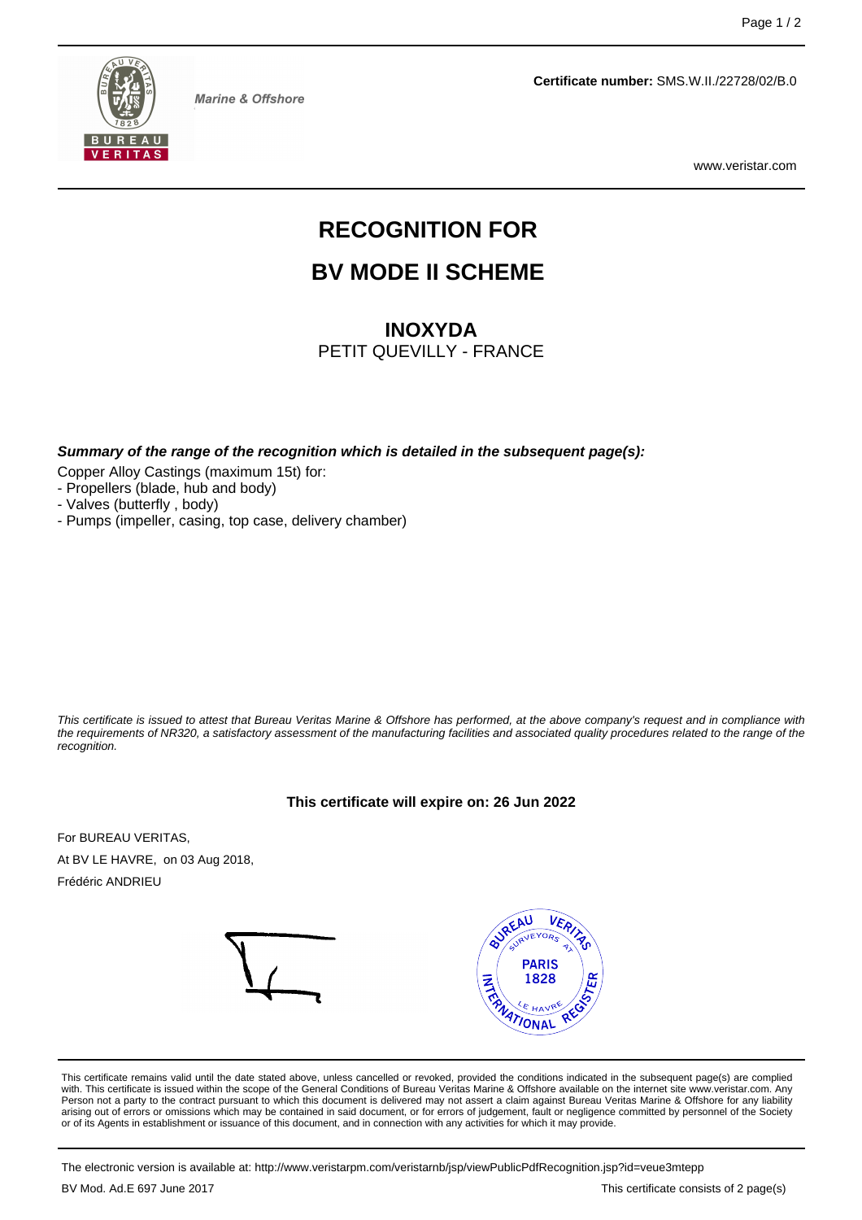Marine & Offshore

**Certificate number:** SMS.W.II./22728/02/B.0

www.veristar.com

# RECOGNITION FOR

# BV MODE II SCHEME

## INOXYDA

PETIT QUEVILLY - FRANCE

***Summary of the range of the recognition which is detailed in the subsequent page(s):***

Copper Alloy Castings (maximum 15t) for:
- Propellers (blade, hub and body)
- Valves (butterfly , body)
- Pumps (impeller, casing, top case, delivery chamber)

*This certificate is issued to attest that Bureau Veritas Marine & Offshore has performed, at the above company's request and in compliance with the requirements of NR320, a satisfactory assessment of the manufacturing facilities and associated quality procedures related to the range of the recognition.*

**This certificate will expire on: 26 Jun 2022**

For BUREAU VERITAS,

At BV LE HAVRE, on 03 Aug 2018,

Frédéric ANDRIEU

This certificate remains valid until the date stated above, unless cancelled or revoked, provided the conditions indicated in the subsequent page(s) are complied with. This certificate is issued within the scope of the General Conditions of Bureau Veritas Marine & Offshore available on the internet site www.veristar.com. Any Person not a party to the contract pursuant to which this document is delivered may not assert a claim against Bureau Veritas Marine & Offshore for any liability arising out of errors or omissions which may be contained in said document, or for errors of judgement, fault or negligence committed by personnel of the Society or of its Agents in establishment or issuance of this document, and in connection with any activities for which it may provide.

The electronic version is available at: http://www.veristarpm.com/veristarnb/jsp/viewPublicPdfRecognition.jsp?id=veue3mtepp

BV Mod. Ad.E 697 June 2017

This certificate consists of 2 page(s)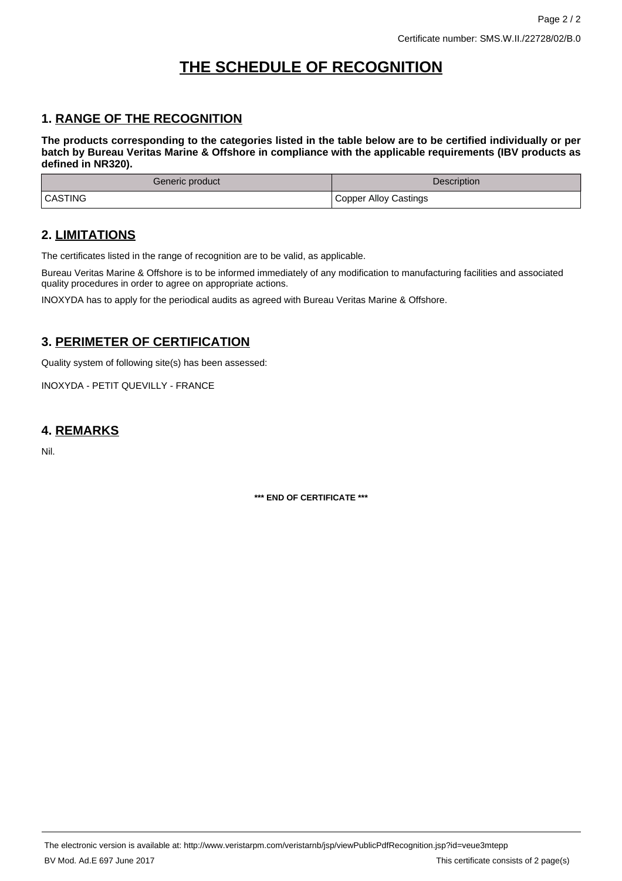Certificate number: SMS.W.II./22728/02/B.0

# THE SCHEDULE OF RECOGNITION

## 1. RANGE OF THE RECOGNITION

**The products corresponding to the categories listed in the table below are to be certified individually or per batch by Bureau Veritas Marine & Offshore in compliance with the applicable requirements (IBV products as defined in NR320).**

| Generic product | Description |
| --- | --- |
| CASTING | Copper Alloy Castings |

## 2. LIMITATIONS

The certificates listed in the range of recognition are to be valid, as applicable.

Bureau Veritas Marine & Offshore is to be informed immediately of any modification to manufacturing facilities and associated quality procedures in order to agree on appropriate actions.

INOXYDA has to apply for the periodical audits as agreed with Bureau Veritas Marine & Offshore.

## 3. PERIMETER OF CERTIFICATION

Quality system of following site(s) has been assessed:

INOXYDA - PETIT QUEVILLY - FRANCE

## 4. REMARKS

Nil.

**\*\*\* END OF CERTIFICATE \*\*\***

The electronic version is available at: http://www.veristarpm.com/veristarnb/jsp/viewPublicPdfRecognition.jsp?id=veue3mtepp

BV Mod. Ad.E 697 June 2017

This certificate consists of 2 page(s)